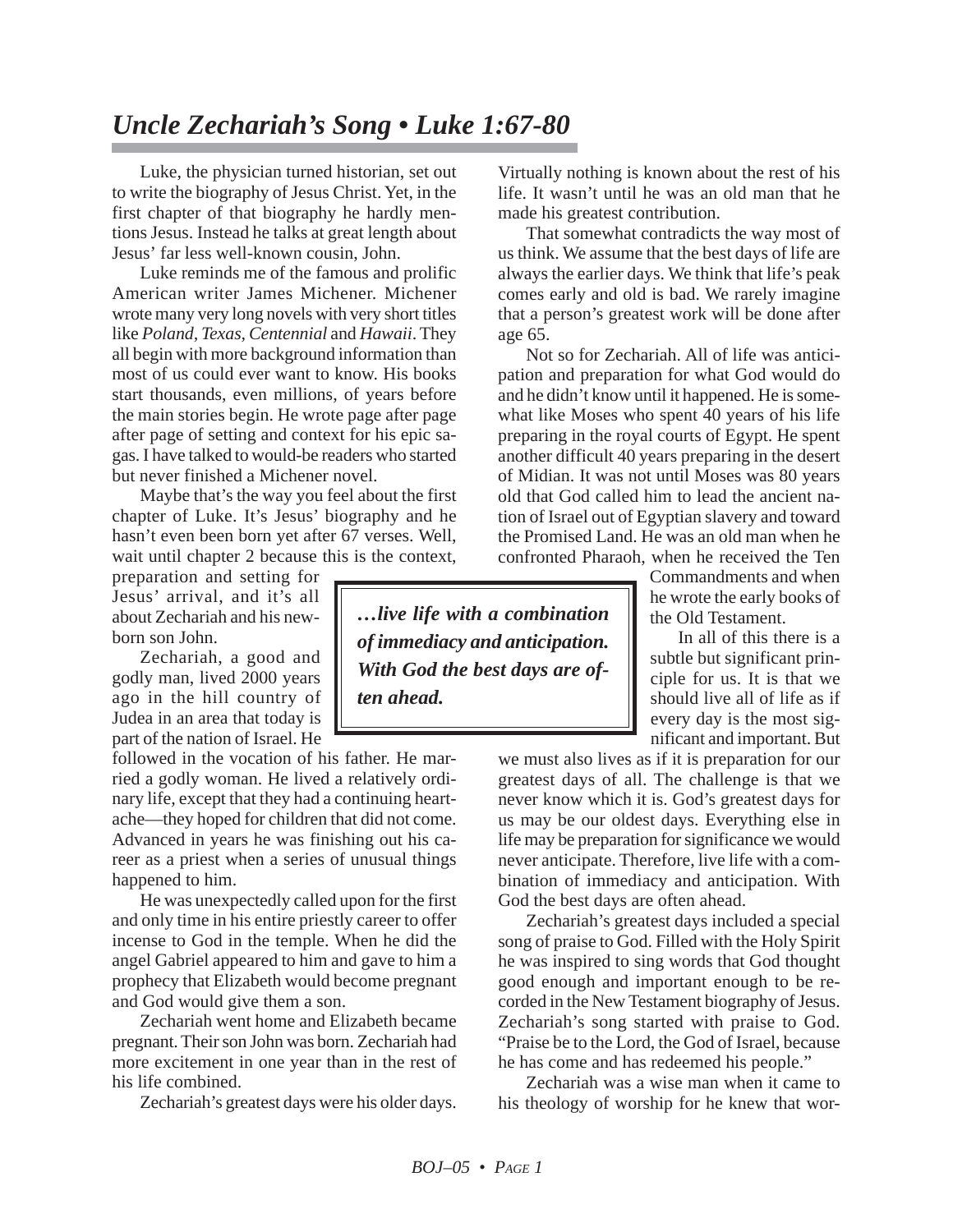# *Uncle Zechariah's Song • Luke 1:67-80*

Luke, the physician turned historian, set out to write the biography of Jesus Christ. Yet, in the first chapter of that biography he hardly mentions Jesus. Instead he talks at great length about Jesus' far less well-known cousin, John.

Luke reminds me of the famous and prolific American writer James Michener. Michener wrote many very long novels with very short titles like *Poland, Texas, Centennial* and *Hawaii*. They all begin with more background information than most of us could ever want to know. His books start thousands, even millions, of years before the main stories begin. He wrote page after page after page of setting and context for his epic sagas. I have talked to would-be readers who started but never finished a Michener novel.

Maybe that's the way you feel about the first chapter of Luke. It's Jesus' biography and he hasn't even been born yet after 67 verses. Well, wait until chapter 2 because this is the context, preparation and setting for Jesus' arrival, and it's all about Zechariah and his newborn son John.

Zechariah, a good and godly man, lived 2000 years ago in the hill country of Judea in an area that today is part of the nation of Israel. He followed in the vocation of his father. He married a godly woman. He lived a relatively ordinary life, except that they had a continuing heartache—they hoped for children that did not come. Advanced in years he was finishing out his career as a priest when a series of unusual things happened to him.

He was unexpectedly called upon for the first and only time in his entire priestly career to offer incense to God in the temple. When he did the angel Gabriel appeared to him and gave to him a prophecy that Elizabeth would become pregnant and God would give them a son.

Zechariah went home and Elizabeth became pregnant. Their son John was born. Zechariah had more excitement in one year than in the rest of his life combined.

Zechariah's greatest days were his older days. Virtually nothing is known about the rest of his life. It wasn't until he was an old man that he made his greatest contribution.

That somewhat contradicts the way most of us think. We assume that the best days of life are always the earlier days. We think that life's peak comes early and old is bad. We rarely imagine that a person's greatest work will be done after age 65.

Not so for Zechariah. All of life was anticipation and preparation for what God would do and he didn't know until it happened. He is somewhat like Moses who spent 40 years of his life preparing in the royal courts of Egypt. He spent another difficult 40 years preparing in the desert of Midian. It was not until Moses was 80 years old that God called him to lead the ancient nation of Israel out of Egyptian slavery and toward the Promised Land. He was an old man when he confronted Pharaoh, when he received the Ten Commandments and when he wrote the early books of the Old Testament.

> ***…live life with a combination of immediacy and anticipation. With God the best days are often ahead.***

In all of this there is a subtle but significant principle for us. It is that we should live all of life as if every day is the most significant and important. But we must also lives as if it is preparation for our greatest days of all. The challenge is that we never know which it is. God's greatest days for us may be our oldest days. Everything else in life may be preparation for significance we would never anticipate. Therefore, live life with a combination of immediacy and anticipation. With God the best days are often ahead.

Zechariah's greatest days included a special song of praise to God. Filled with the Holy Spirit he was inspired to sing words that God thought good enough and important enough to be recorded in the New Testament biography of Jesus. Zechariah's song started with praise to God. "Praise be to the Lord, the God of Israel, because he has come and has redeemed his people."

Zechariah was a wise man when it came to his theology of worship for he knew that wor-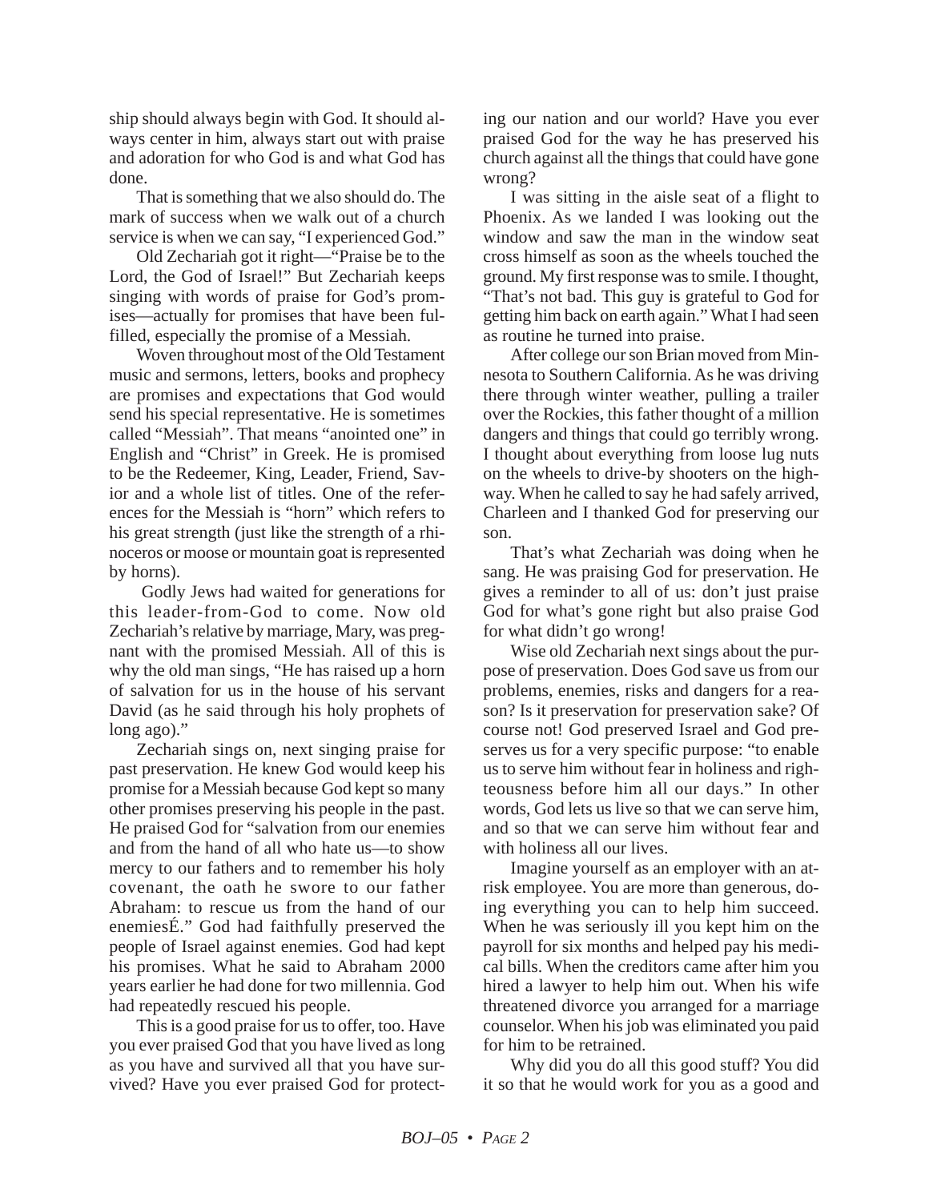ship should always begin with God. It should always center in him, always start out with praise and adoration for who God is and what God has done.

That is something that we also should do. The mark of success when we walk out of a church service is when we can say, "I experienced God."

Old Zechariah got it right—"Praise be to the Lord, the God of Israel!" But Zechariah keeps singing with words of praise for God's promises—actually for promises that have been fulfilled, especially the promise of a Messiah.

Woven throughout most of the Old Testament music and sermons, letters, books and prophecy are promises and expectations that God would send his special representative. He is sometimes called "Messiah". That means "anointed one" in English and "Christ" in Greek. He is promised to be the Redeemer, King, Leader, Friend, Savior and a whole list of titles. One of the references for the Messiah is "horn" which refers to his great strength (just like the strength of a rhinoceros or moose or mountain goat is represented by horns).

Godly Jews had waited for generations for this leader-from-God to come. Now old Zechariah's relative by marriage, Mary, was pregnant with the promised Messiah. All of this is why the old man sings, "He has raised up a horn of salvation for us in the house of his servant David (as he said through his holy prophets of long ago)."

Zechariah sings on, next singing praise for past preservation. He knew God would keep his promise for a Messiah because God kept so many other promises preserving his people in the past. He praised God for "salvation from our enemies and from the hand of all who hate us—to show mercy to our fathers and to remember his holy covenant, the oath he swore to our father Abraham: to rescue us from the hand of our enemiesÉ." God had faithfully preserved the people of Israel against enemies. God had kept his promises. What he said to Abraham 2000 years earlier he had done for two millennia. God had repeatedly rescued his people.

This is a good praise for us to offer, too. Have you ever praised God that you have lived as long as you have and survived all that you have survived? Have you ever praised God for protecting our nation and our world? Have you ever praised God for the way he has preserved his church against all the things that could have gone wrong?

I was sitting in the aisle seat of a flight to Phoenix. As we landed I was looking out the window and saw the man in the window seat cross himself as soon as the wheels touched the ground. My first response was to smile. I thought, "That's not bad. This guy is grateful to God for getting him back on earth again." What I had seen as routine he turned into praise.

After college our son Brian moved from Minnesota to Southern California. As he was driving there through winter weather, pulling a trailer over the Rockies, this father thought of a million dangers and things that could go terribly wrong. I thought about everything from loose lug nuts on the wheels to drive-by shooters on the highway. When he called to say he had safely arrived, Charleen and I thanked God for preserving our son.

That's what Zechariah was doing when he sang. He was praising God for preservation. He gives a reminder to all of us: don't just praise God for what's gone right but also praise God for what didn't go wrong!

Wise old Zechariah next sings about the purpose of preservation. Does God save us from our problems, enemies, risks and dangers for a reason? Is it preservation for preservation sake? Of course not! God preserved Israel and God preserves us for a very specific purpose: "to enable us to serve him without fear in holiness and righteousness before him all our days." In other words, God lets us live so that we can serve him, and so that we can serve him without fear and with holiness all our lives.

Imagine yourself as an employer with an at-risk employee. You are more than generous, doing everything you can to help him succeed. When he was seriously ill you kept him on the payroll for six months and helped pay his medical bills. When the creditors came after him you hired a lawyer to help him out. When his wife threatened divorce you arranged for a marriage counselor. When his job was eliminated you paid for him to be retrained.

Why did you do all this good stuff? You did it so that he would work for you as a good and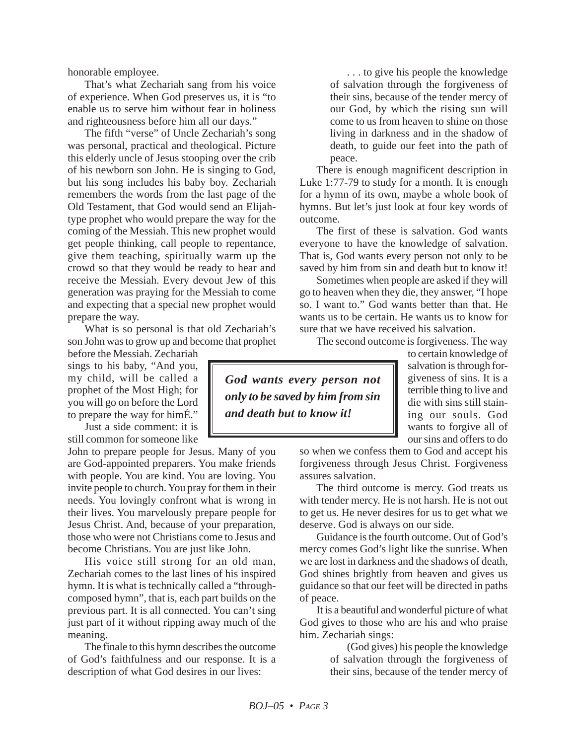honorable employee.

That's what Zechariah sang from his voice of experience. When God preserves us, it is "to enable us to serve him without fear in holiness and righteousness before him all our days."

The fifth "verse" of Uncle Zechariah's song was personal, practical and theological. Picture this elderly uncle of Jesus stooping over the crib of his newborn son John. He is singing to God, but his song includes his baby boy. Zechariah remembers the words from the last page of the Old Testament, that God would send an Elijah-type prophet who would prepare the way for the coming of the Messiah. This new prophet would get people thinking, call people to repentance, give them teaching, spiritually warm up the crowd so that they would be ready to hear and receive the Messiah. Every devout Jew of this generation was praying for the Messiah to come and expecting that a special new prophet would prepare the way.

What is so personal is that old Zechariah's son John was to grow up and become that prophet before the Messiah. Zechariah sings to his baby, "And you, my child, will be called a prophet of the Most High; for you will go on before the Lord to prepare the way for himÉ."

Just a side comment: it is still common for someone like John to prepare people for Jesus. Many of you are God-appointed preparers. You make friends with people. You are kind. You are loving. You invite people to church. You pray for them in their needs. You lovingly confront what is wrong in their lives. You marvelously prepare people for Jesus Christ. And, because of your preparation, those who were not Christians come to Jesus and become Christians. You are just like John.

His voice still strong for an old man, Zechariah comes to the last lines of his inspired hymn. It is what is technically called a "through-composed hymn", that is, each part builds on the previous part. It is all connected. You can't sing just part of it without ripping away much of the meaning.

The finale to this hymn describes the outcome of God's faithfulness and our response. It is a description of what God desires in our lives:

> . . . to give his people the knowledge of salvation through the forgiveness of their sins, because of the tender mercy of our God, by which the rising sun will come to us from heaven to shine on those living in darkness and in the shadow of death, to guide our feet into the path of peace.

There is enough magnificent description in Luke 1:77-79 to study for a month. It is enough for a hymn of its own, maybe a whole book of hymns. But let's just look at four key words of outcome.

The first of these is salvation. God wants everyone to have the knowledge of salvation. That is, God wants every person not only to be saved by him from sin and death but to know it!

Sometimes when people are asked if they will go to heaven when they die, they answer, "I hope so. I want to." God wants better than that. He wants us to be certain. He wants us to know for sure that we have received his salvation.

The second outcome is forgiveness. The way to certain knowledge of salvation is through forgiveness of sins. It is a terrible thing to live and die with sins still staining our souls. God wants to forgive all of our sins and offers to do so when we confess them to God and accept his forgiveness through Jesus Christ. Forgiveness assures salvation.

> ***God wants every person not only to be saved by him from sin and death but to know it!***

The third outcome is mercy. God treats us with tender mercy. He is not harsh. He is not out to get us. He never desires for us to get what we deserve. God is always on our side.

Guidance is the fourth outcome. Out of God's mercy comes God's light like the sunrise. When we are lost in darkness and the shadows of death, God shines brightly from heaven and gives us guidance so that our feet will be directed in paths of peace.

It is a beautiful and wonderful picture of what God gives to those who are his and who praise him. Zechariah sings:

> (God gives) his people the knowledge of salvation through the forgiveness of their sins, because of the tender mercy of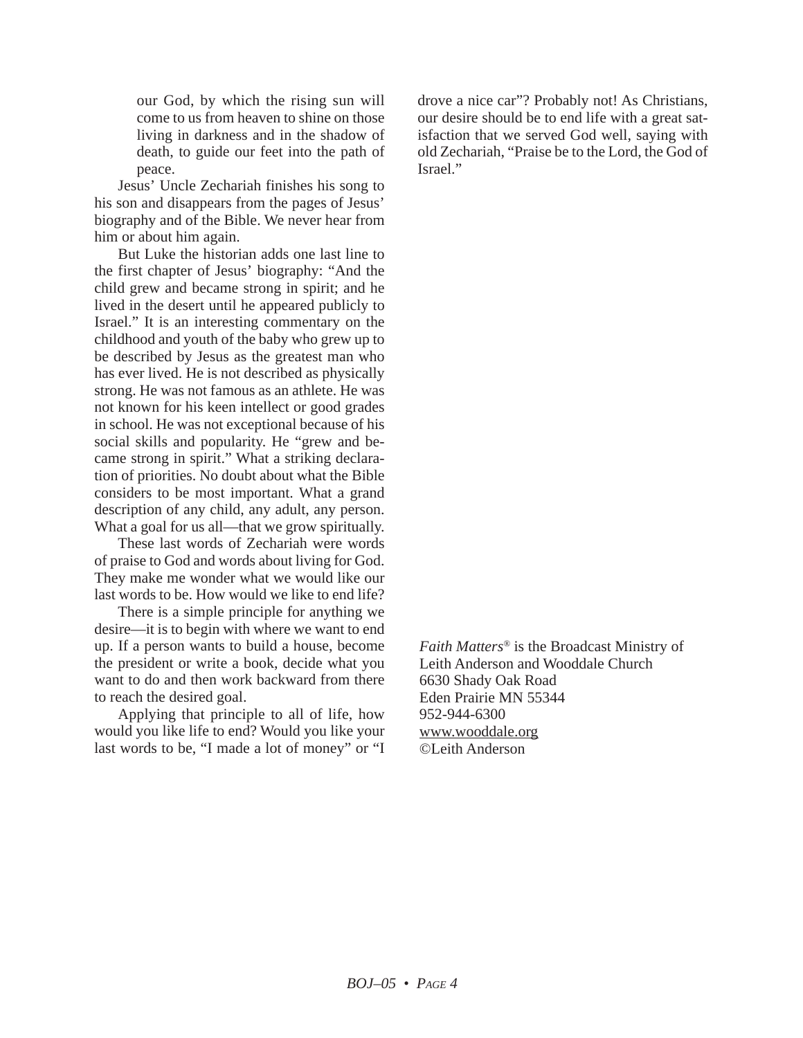> our God, by which the rising sun will come to us from heaven to shine on those living in darkness and in the shadow of death, to guide our feet into the path of peace.

Jesus' Uncle Zechariah finishes his song to his son and disappears from the pages of Jesus' biography and of the Bible. We never hear from him or about him again.

But Luke the historian adds one last line to the first chapter of Jesus' biography: "And the child grew and became strong in spirit; and he lived in the desert until he appeared publicly to Israel." It is an interesting commentary on the childhood and youth of the baby who grew up to be described by Jesus as the greatest man who has ever lived. He is not described as physically strong. He was not famous as an athlete. He was not known for his keen intellect or good grades in school. He was not exceptional because of his social skills and popularity. He "grew and became strong in spirit." What a striking declaration of priorities. No doubt about what the Bible considers to be most important. What a grand description of any child, any adult, any person. What a goal for us all—that we grow spiritually.

These last words of Zechariah were words of praise to God and words about living for God. They make me wonder what we would like our last words to be. How would we like to end life?

There is a simple principle for anything we desire—it is to begin with where we want to end up. If a person wants to build a house, become the president or write a book, decide what you want to do and then work backward from there to reach the desired goal.

Applying that principle to all of life, how would you like life to end? Would you like your last words to be, "I made a lot of money" or "I drove a nice car"? Probably not! As Christians, our desire should be to end life with a great satisfaction that we served God well, saying with old Zechariah, "Praise be to the Lord, the God of Israel."

*Faith Matters*® is the Broadcast Ministry of
Leith Anderson and Wooddale Church
6630 Shady Oak Road
Eden Prairie MN 55344
952-944-6300
www.wooddale.org
©Leith Anderson